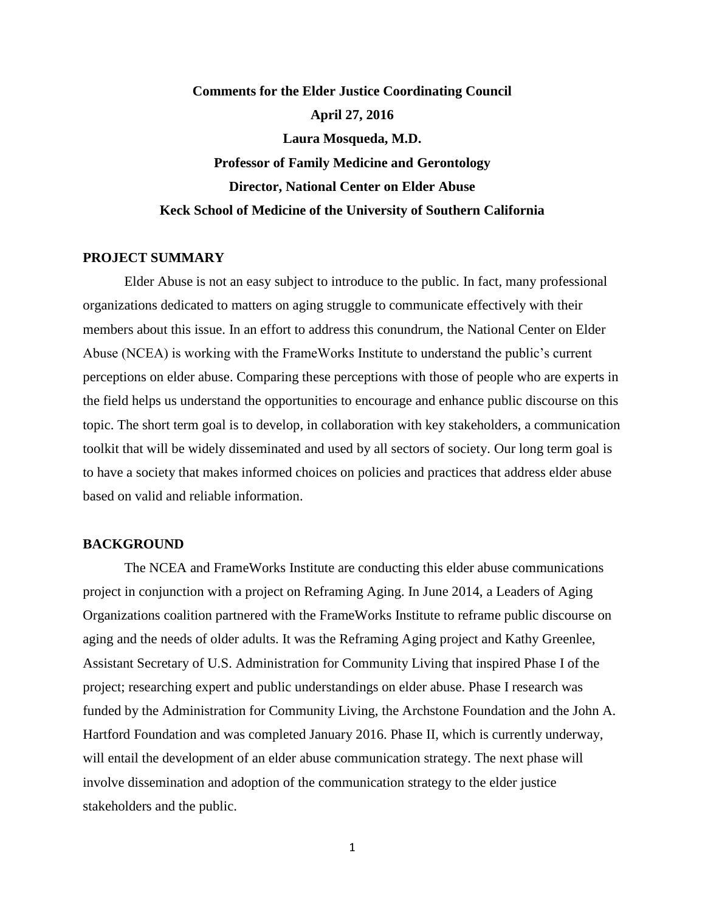**Comments for the Elder Justice Coordinating Council**

**April 27, 2016**

**Laura Mosqueda, M.D.**

**Professor of Family Medicine and Gerontology**

**Director, National Center on Elder Abuse**

**Keck School of Medicine of the University of Southern California**

## PROJECT SUMMARY

Elder Abuse is not an easy subject to introduce to the public. In fact, many professional organizations dedicated to matters on aging struggle to communicate effectively with their members about this issue. In an effort to address this conundrum, the National Center on Elder Abuse (NCEA) is working with the FrameWorks Institute to understand the public's current perceptions on elder abuse. Comparing these perceptions with those of people who are experts in the field helps us understand the opportunities to encourage and enhance public discourse on this topic. The short term goal is to develop, in collaboration with key stakeholders, a communication toolkit that will be widely disseminated and used by all sectors of society. Our long term goal is to have a society that makes informed choices on policies and practices that address elder abuse based on valid and reliable information.

## BACKGROUND

The NCEA and FrameWorks Institute are conducting this elder abuse communications project in conjunction with a project on Reframing Aging. In June 2014, a Leaders of Aging Organizations coalition partnered with the FrameWorks Institute to reframe public discourse on aging and the needs of older adults. It was the Reframing Aging project and Kathy Greenlee, Assistant Secretary of U.S. Administration for Community Living that inspired Phase I of the project; researching expert and public understandings on elder abuse. Phase I research was funded by the Administration for Community Living, the Archstone Foundation and the John A. Hartford Foundation and was completed January 2016. Phase II, which is currently underway, will entail the development of an elder abuse communication strategy. The next phase will involve dissemination and adoption of the communication strategy to the elder justice stakeholders and the public.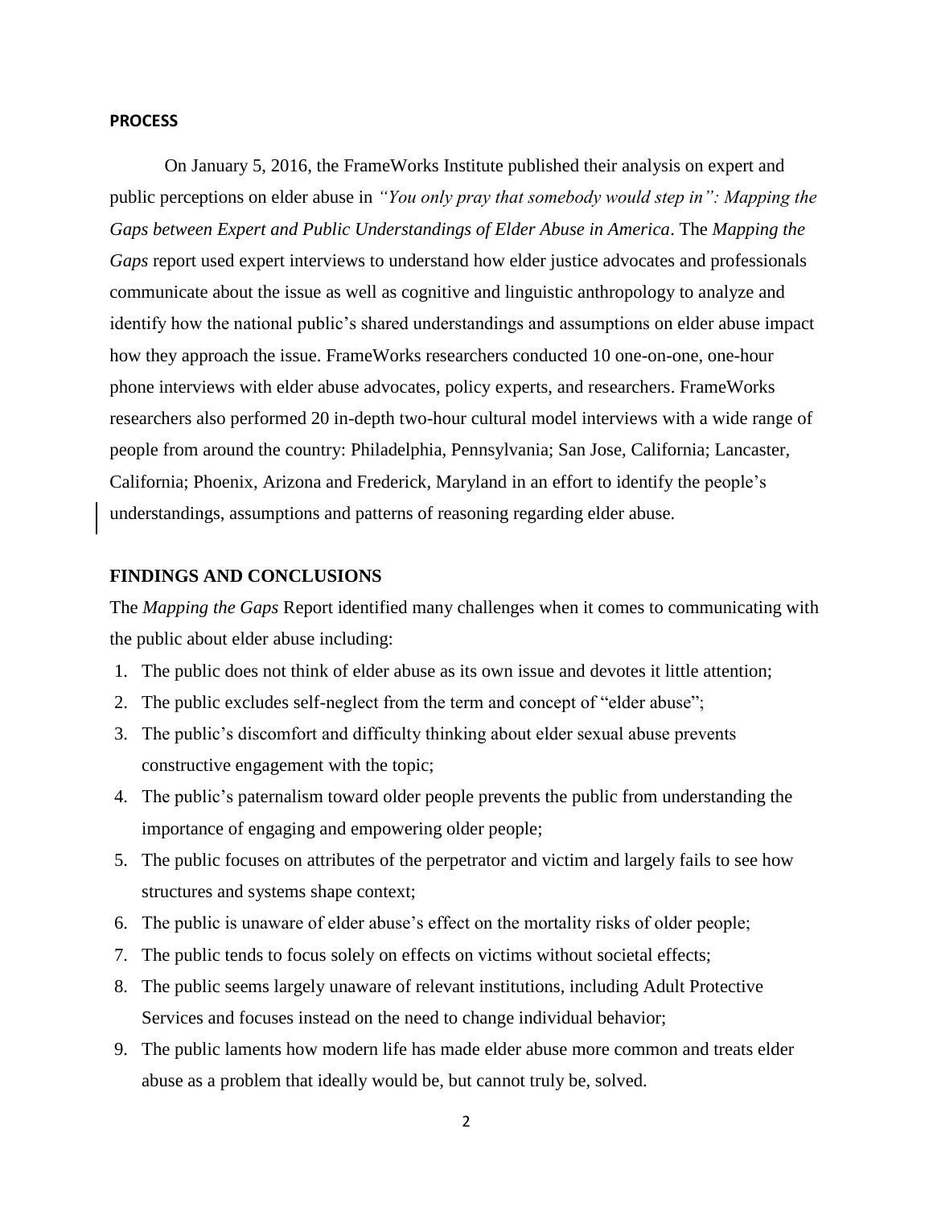## PROCESS

On January 5, 2016, the FrameWorks Institute published their analysis on expert and public perceptions on elder abuse in *"You only pray that somebody would step in": Mapping the Gaps between Expert and Public Understandings of Elder Abuse in America*. The *Mapping the Gaps* report used expert interviews to understand how elder justice advocates and professionals communicate about the issue as well as cognitive and linguistic anthropology to analyze and identify how the national public's shared understandings and assumptions on elder abuse impact how they approach the issue. FrameWorks researchers conducted 10 one-on-one, one-hour phone interviews with elder abuse advocates, policy experts, and researchers. FrameWorks researchers also performed 20 in-depth two-hour cultural model interviews with a wide range of people from around the country: Philadelphia, Pennsylvania; San Jose, California; Lancaster, California; Phoenix, Arizona and Frederick, Maryland in an effort to identify the people's understandings, assumptions and patterns of reasoning regarding elder abuse.

## FINDINGS AND CONCLUSIONS

The *Mapping the Gaps* Report identified many challenges when it comes to communicating with the public about elder abuse including:

1. The public does not think of elder abuse as its own issue and devotes it little attention;
2. The public excludes self-neglect from the term and concept of "elder abuse";
3. The public's discomfort and difficulty thinking about elder sexual abuse prevents constructive engagement with the topic;
4. The public's paternalism toward older people prevents the public from understanding the importance of engaging and empowering older people;
5. The public focuses on attributes of the perpetrator and victim and largely fails to see how structures and systems shape context;
6. The public is unaware of elder abuse's effect on the mortality risks of older people;
7. The public tends to focus solely on effects on victims without societal effects;
8. The public seems largely unaware of relevant institutions, including Adult Protective Services and focuses instead on the need to change individual behavior;
9. The public laments how modern life has made elder abuse more common and treats elder abuse as a problem that ideally would be, but cannot truly be, solved.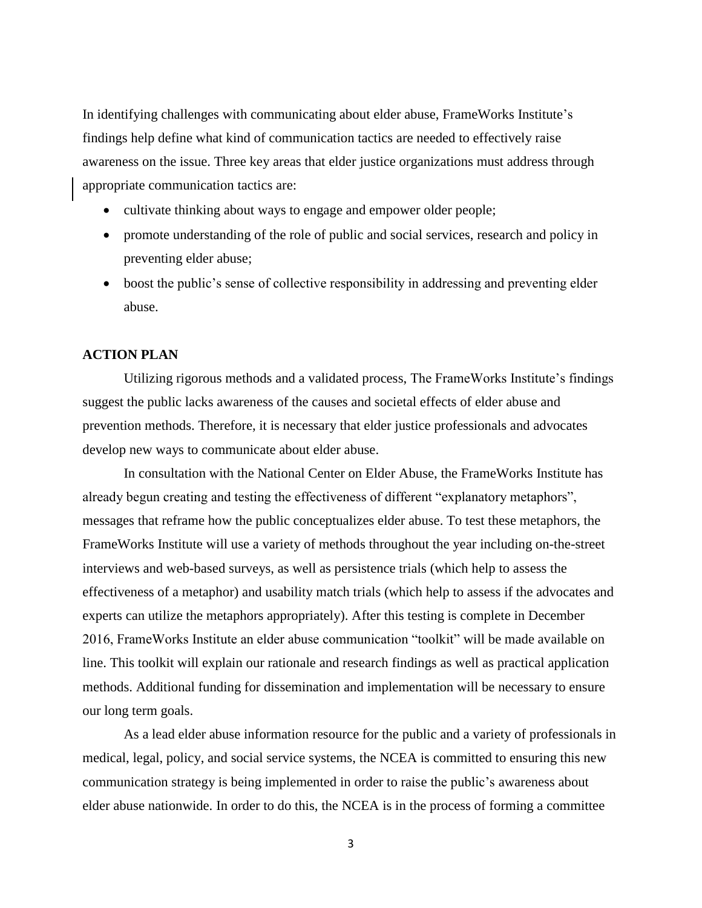In identifying challenges with communicating about elder abuse, FrameWorks Institute's findings help define what kind of communication tactics are needed to effectively raise awareness on the issue. Three key areas that elder justice organizations must address through appropriate communication tactics are:

- cultivate thinking about ways to engage and empower older people;
- promote understanding of the role of public and social services, research and policy in preventing elder abuse;
- boost the public's sense of collective responsibility in addressing and preventing elder abuse.

**ACTION PLAN**

Utilizing rigorous methods and a validated process, The FrameWorks Institute's findings suggest the public lacks awareness of the causes and societal effects of elder abuse and prevention methods. Therefore, it is necessary that elder justice professionals and advocates develop new ways to communicate about elder abuse.

In consultation with the National Center on Elder Abuse, the FrameWorks Institute has already begun creating and testing the effectiveness of different "explanatory metaphors", messages that reframe how the public conceptualizes elder abuse. To test these metaphors, the FrameWorks Institute will use a variety of methods throughout the year including on-the-street interviews and web-based surveys, as well as persistence trials (which help to assess the effectiveness of a metaphor) and usability match trials (which help to assess if the advocates and experts can utilize the metaphors appropriately). After this testing is complete in December 2016, FrameWorks Institute an elder abuse communication "toolkit" will be made available on line. This toolkit will explain our rationale and research findings as well as practical application methods. Additional funding for dissemination and implementation will be necessary to ensure our long term goals.

As a lead elder abuse information resource for the public and a variety of professionals in medical, legal, policy, and social service systems, the NCEA is committed to ensuring this new communication strategy is being implemented in order to raise the public's awareness about elder abuse nationwide. In order to do this, the NCEA is in the process of forming a committee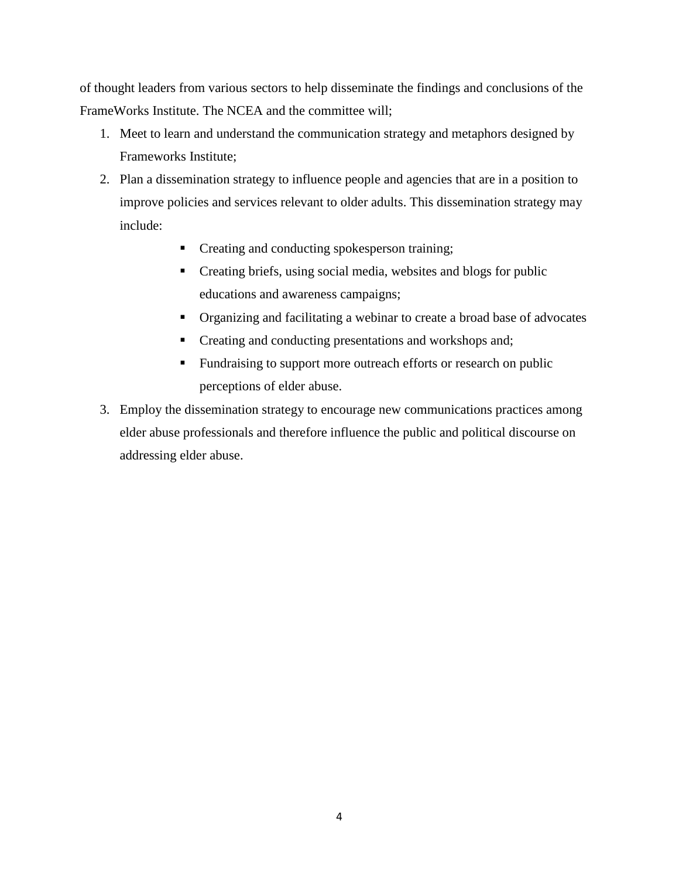of thought leaders from various sectors to help disseminate the findings and conclusions of the FrameWorks Institute. The NCEA and the committee will;

1. Meet to learn and understand the communication strategy and metaphors designed by Frameworks Institute;
2. Plan a dissemination strategy to influence people and agencies that are in a position to improve policies and services relevant to older adults. This dissemination strategy may include:
    - Creating and conducting spokesperson training;
    - Creating briefs, using social media, websites and blogs for public educations and awareness campaigns;
    - Organizing and facilitating a webinar to create a broad base of advocates
    - Creating and conducting presentations and workshops and;
    - Fundraising to support more outreach efforts or research on public perceptions of elder abuse.
3. Employ the dissemination strategy to encourage new communications practices among elder abuse professionals and therefore influence the public and political discourse on addressing elder abuse.